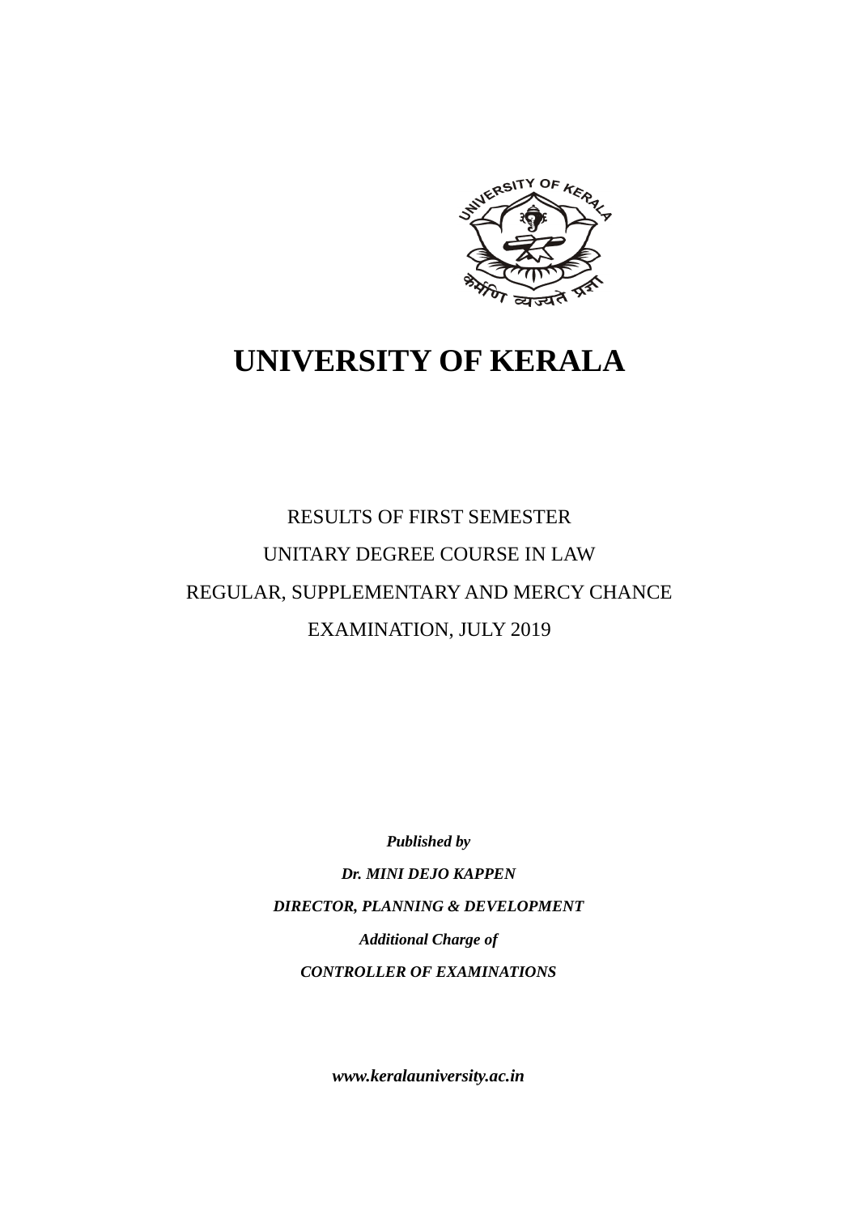# UNIVERSITY OF KERALA

RESULTS OF FIRST SEMESTER

UNITARY DEGREE COURSE IN LAW

REGULAR, SUPPLEMENTARY AND MERCY CHANCE

EXAMINATION, JULY 2019

***Published by***

***Dr. MINI DEJO KAPPEN***

***DIRECTOR, PLANNING & DEVELOPMENT***

***Additional Charge of***

***CONTROLLER OF EXAMINATIONS***

***www.keralauniversity.ac.in***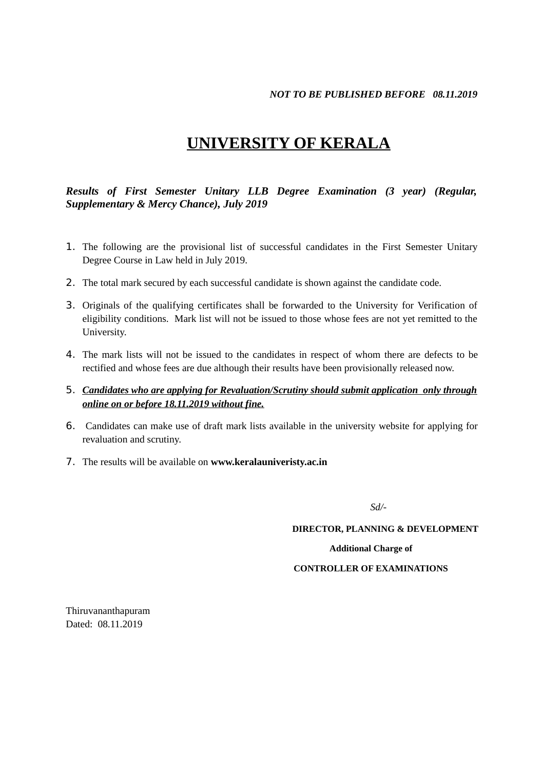***NOT TO BE PUBLISHED BEFORE 08.11.2019***

# UNIVERSITY OF KERALA

***Results of First Semester Unitary LLB Degree Examination (3 year) (Regular, Supplementary & Mercy Chance), July 2019***

1. The following are the provisional list of successful candidates in the First Semester Unitary Degree Course in Law held in July 2019.
2. The total mark secured by each successful candidate is shown against the candidate code.
3. Originals of the qualifying certificates shall be forwarded to the University for Verification of eligibility conditions. Mark list will not be issued to those whose fees are not yet remitted to the University.
4. The mark lists will not be issued to the candidates in respect of whom there are defects to be rectified and whose fees are due although their results have been provisionally released now.
5. ***<u>Candidates who are applying for Revaluation/Scrutiny should submit application only through online on or before 18.11.2019 without fine.</u>***
6. Candidates can make use of draft mark lists available in the university website for applying for revaluation and scrutiny.
7. The results will be available on **www.keralauniveristy.ac.in**

*Sd/-*

**DIRECTOR, PLANNING & DEVELOPMENT**

**Additional Charge of**

**CONTROLLER OF EXAMINATIONS**

Thiruvananthapuram
Dated: 08.11.2019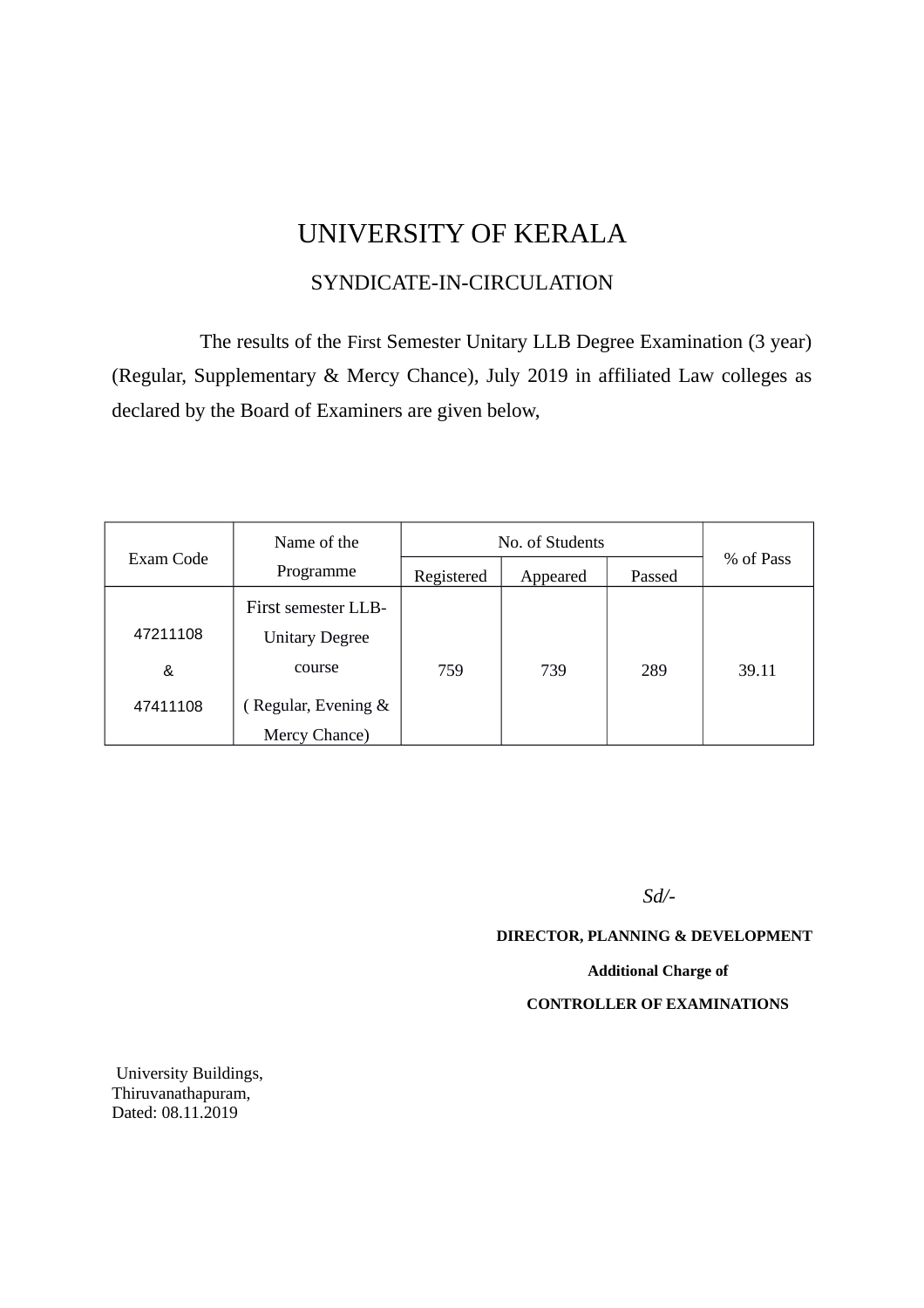# UNIVERSITY OF KERALA

## SYNDICATE-IN-CIRCULATION

The results of the First Semester Unitary LLB Degree Examination (3 year) (Regular, Supplementary & Mercy Chance), July 2019 in affiliated Law colleges as declared by the Board of Examiners are given below,

| Exam Code | Name of the Programme | No. of Students | | | % of Pass |
|---|---|---|---|---|---|
| | | Registered | Appeared | Passed | |
| 47211108 & 47411108 | First semester LLB-Unitary Degree course ( Regular, Evening & Mercy Chance) | 759 | 739 | 289 | 39.11 |

*Sd/-*

**DIRECTOR, PLANNING & DEVELOPMENT**

**Additional Charge of**

**CONTROLLER OF EXAMINATIONS**

University Buildings,
Thiruvanathapuram,
Dated: 08.11.2019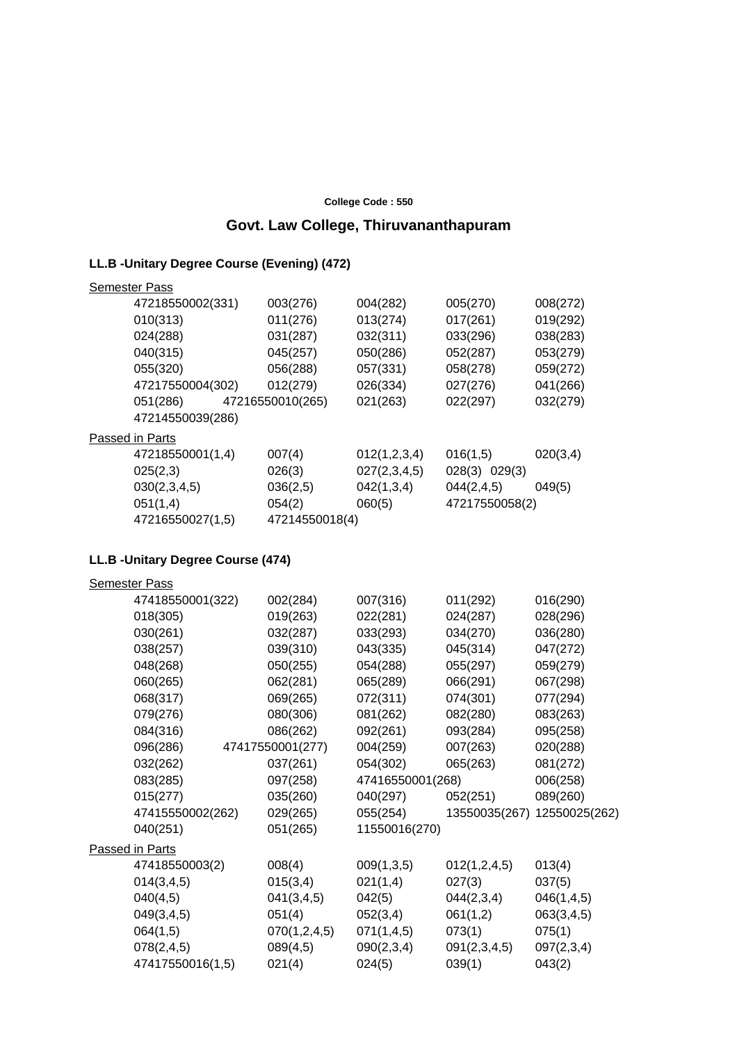**College Code : 550**

## Govt. Law College, Thiruvananthapuram

### LL.B -Unitary Degree Course (Evening) (472)

Semester Pass

| | | | | |
|---|---|---|---|---|
| 47218550002(331) | 003(276) | 004(282) | 005(270) | 008(272) |
| 010(313) | 011(276) | 013(274) | 017(261) | 019(292) |
| 024(288) | 031(287) | 032(311) | 033(296) | 038(283) |
| 040(315) | 045(257) | 050(286) | 052(287) | 053(279) |
| 055(320) | 056(288) | 057(331) | 058(278) | 059(272) |
| 47217550004(302) | 012(279) | 026(334) | 027(276) | 041(266) |
| 051(286) | 47216550010(265) | 021(263) | 022(297) | 032(279) |
| 47214550039(286) | | | | |

Passed in Parts

| | | | | |
|---|---|---|---|---|
| 47218550001(1,4) | 007(4) | 012(1,2,3,4) | 016(1,5) | 020(3,4) |
| 025(2,3) | 026(3) | 027(2,3,4,5) | 028(3) 029(3) | |
| 030(2,3,4,5) | 036(2,5) | 042(1,3,4) | 044(2,4,5) | 049(5) |
| 051(1,4) | 054(2) | 060(5) | 47217550058(2) | |
| 47216550027(1,5) | 47214550018(4) | | | |

### LL.B -Unitary Degree Course (474)

Semester Pass

| | | | | |
|---|---|---|---|---|
| 47418550001(322) | 002(284) | 007(316) | 011(292) | 016(290) |
| 018(305) | 019(263) | 022(281) | 024(287) | 028(296) |
| 030(261) | 032(287) | 033(293) | 034(270) | 036(280) |
| 038(257) | 039(310) | 043(335) | 045(314) | 047(272) |
| 048(268) | 050(255) | 054(288) | 055(297) | 059(279) |
| 060(265) | 062(281) | 065(289) | 066(291) | 067(298) |
| 068(317) | 069(265) | 072(311) | 074(301) | 077(294) |
| 079(276) | 080(306) | 081(262) | 082(280) | 083(263) |
| 084(316) | 086(262) | 092(261) | 093(284) | 095(258) |
| 096(286) | 47417550001(277) | 004(259) | 007(263) | 020(288) |
| 032(262) | 037(261) | 054(302) | 065(263) | 081(272) |
| 083(285) | 097(258) | 47416550001(268) | | 006(258) |
| 015(277) | 035(260) | 040(297) | 052(251) | 089(260) |
| 47415550002(262) | 029(265) | 055(254) | 13550035(267) | 12550025(262) |
| 040(251) | 051(265) | 11550016(270) | | |

Passed in Parts

| | | | | |
|---|---|---|---|---|
| 47418550003(2) | 008(4) | 009(1,3,5) | 012(1,2,4,5) | 013(4) |
| 014(3,4,5) | 015(3,4) | 021(1,4) | 027(3) | 037(5) |
| 040(4,5) | 041(3,4,5) | 042(5) | 044(2,3,4) | 046(1,4,5) |
| 049(3,4,5) | 051(4) | 052(3,4) | 061(1,2) | 063(3,4,5) |
| 064(1,5) | 070(1,2,4,5) | 071(1,4,5) | 073(1) | 075(1) |
| 078(2,4,5) | 089(4,5) | 090(2,3,4) | 091(2,3,4,5) | 097(2,3,4) |
| 47417550016(1,5) | 021(4) | 024(5) | 039(1) | 043(2) |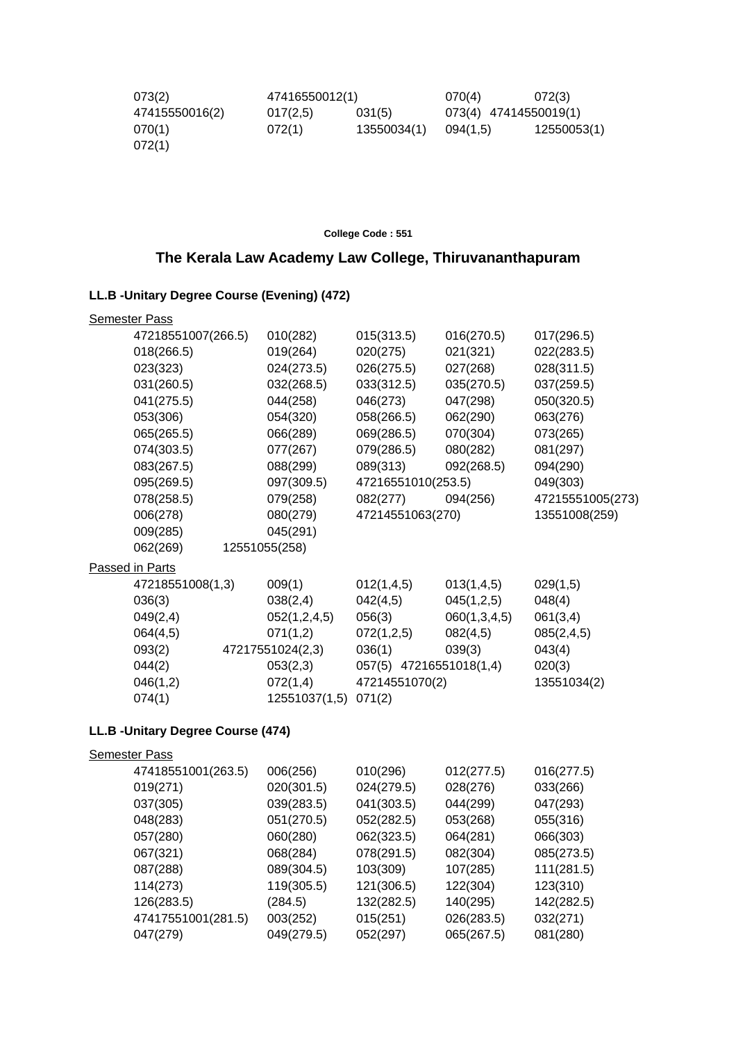073(2) 47416550012(1) 070(4) 072(3)
47415550016(2) 017(2,5) 031(5) 073(4) 47414550019(1)
070(1) 072(1) 13550034(1) 094(1,5) 12550053(1)
072(1)

**College Code : 551**

## The Kerala Law Academy Law College, Thiruvananthapuram

### LL.B -Unitary Degree Course (Evening) (472)

Semester Pass

47218551007(266.5) 010(282) 015(313.5) 016(270.5) 017(296.5)
018(266.5) 019(264) 020(275) 021(321) 022(283.5)
023(323) 024(273.5) 026(275.5) 027(268) 028(311.5)
031(260.5) 032(268.5) 033(312.5) 035(270.5) 037(259.5)
041(275.5) 044(258) 046(273) 047(298) 050(320.5)
053(306) 054(320) 058(266.5) 062(290) 063(276)
065(265.5) 066(289) 069(286.5) 070(304) 073(265)
074(303.5) 077(267) 079(286.5) 080(282) 081(297)
083(267.5) 088(299) 089(313) 092(268.5) 094(290)
095(269.5) 097(309.5) 47216551010(253.5) 049(303)
078(258.5) 079(258) 082(277) 094(256) 47215551005(273)
006(278) 080(279) 47214551063(270) 13551008(259)
009(285) 045(291)
062(269) 12551055(258)

Passed in Parts

47218551008(1,3) 009(1) 012(1,4,5) 013(1,4,5) 029(1,5)
036(3) 038(2,4) 042(4,5) 045(1,2,5) 048(4)
049(2,4) 052(1,2,4,5) 056(3) 060(1,3,4,5) 061(3,4)
064(4,5) 071(1,2) 072(1,2,5) 082(4,5) 085(2,4,5)
093(2) 47217551024(2,3) 036(1) 039(3) 043(4)
044(2) 053(2,3) 057(5) 47216551018(1,4) 020(3)
046(1,2) 072(1,4) 47214551070(2) 13551034(2)
074(1) 12551037(1,5) 071(2)

### LL.B -Unitary Degree Course (474)

Semester Pass

47418551001(263.5) 006(256) 010(296) 012(277.5) 016(277.5)
019(271) 020(301.5) 024(279.5) 028(276) 033(266)
037(305) 039(283.5) 041(303.5) 044(299) 047(293)
048(283) 051(270.5) 052(282.5) 053(268) 055(316)
057(280) 060(280) 062(323.5) 064(281) 066(303)
067(321) 068(284) 078(291.5) 082(304) 085(273.5)
087(288) 089(304.5) 103(309) 107(285) 111(281.5)
114(273) 119(305.5) 121(306.5) 122(304) 123(310)
126(283.5) (284.5) 132(282.5) 140(295) 142(282.5)
47417551001(281.5) 003(252) 015(251) 026(283.5) 032(271)
047(279) 049(279.5) 052(297) 065(267.5) 081(280)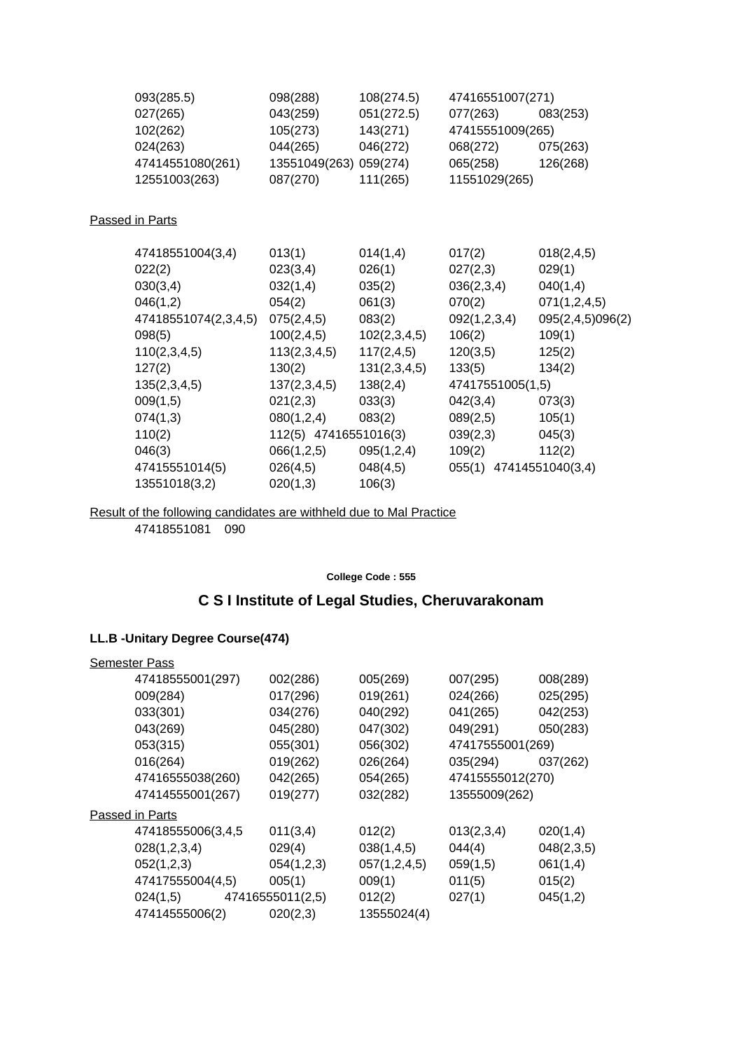| | | | | |
|---|---|---|---|---|
| 093(285.5) | 098(288) | 108(274.5) | 47416551007(271) | |
| 027(265) | 043(259) | 051(272.5) | 077(263) | 083(253) |
| 102(262) | 105(273) | 143(271) | 47415551009(265) | |
| 024(263) | 044(265) | 046(272) | 068(272) | 075(263) |
| 47414551080(261) | 13551049(263) | 059(274) | 065(258) | 126(268) |
| 12551003(263) | 087(270) | 111(265) | 11551029(265) | |

Passed in Parts

| | | | | |
|---|---|---|---|---|
| 47418551004(3,4) | 013(1) | 014(1,4) | 017(2) | 018(2,4,5) |
| 022(2) | 023(3,4) | 026(1) | 027(2,3) | 029(1) |
| 030(3,4) | 032(1,4) | 035(2) | 036(2,3,4) | 040(1,4) |
| 046(1,2) | 054(2) | 061(3) | 070(2) | 071(1,2,4,5) |
| 47418551074(2,3,4,5) | 075(2,4,5) | 083(2) | 092(1,2,3,4) | 095(2,4,5)096(2) |
| 098(5) | 100(2,4,5) | 102(2,3,4,5) | 106(2) | 109(1) |
| 110(2,3,4,5) | 113(2,3,4,5) | 117(2,4,5) | 120(3,5) | 125(2) |
| 127(2) | 130(2) | 131(2,3,4,5) | 133(5) | 134(2) |
| 135(2,3,4,5) | 137(2,3,4,5) | 138(2,4) | 47417551005(1,5) | |
| 009(1,5) | 021(2,3) | 033(3) | 042(3,4) | 073(3) |
| 074(1,3) | 080(1,2,4) | 083(2) | 089(2,5) | 105(1) |
| 110(2) | 112(5) 47416551016(3) | | 039(2,3) | 045(3) |
| 046(3) | 066(1,2,5) | 095(1,2,4) | 109(2) | 112(2) |
| 47415551014(5) | 026(4,5) | 048(4,5) | 055(1) 47414551040(3,4) | |
| 13551018(3,2) | 020(1,3) | 106(3) | | |

Result of the following candidates are withheld due to Mal Practice

47418551081 090

**College Code : 555**

## C S I Institute of Legal Studies, Cheruvarakonam

### LL.B -Unitary Degree Course(474)

Semester Pass

| | | | | |
|---|---|---|---|---|
| 47418555001(297) | 002(286) | 005(269) | 007(295) | 008(289) |
| 009(284) | 017(296) | 019(261) | 024(266) | 025(295) |
| 033(301) | 034(276) | 040(292) | 041(265) | 042(253) |
| 043(269) | 045(280) | 047(302) | 049(291) | 050(283) |
| 053(315) | 055(301) | 056(302) | 47417555001(269) | |
| 016(264) | 019(262) | 026(264) | 035(294) | 037(262) |
| 47416555038(260) | 042(265) | 054(265) | 47415555012(270) | |
| 47414555001(267) | 019(277) | 032(282) | 13555009(262) | |

Passed in Parts

| | | | | |
|---|---|---|---|---|
| 47418555006(3,4,5 | 011(3,4) | 012(2) | 013(2,3,4) | 020(1,4) |
| 028(1,2,3,4) | 029(4) | 038(1,4,5) | 044(4) | 048(2,3,5) |
| 052(1,2,3) | 054(1,2,3) | 057(1,2,4,5) | 059(1,5) | 061(1,4) |
| 47417555004(4,5) | 005(1) | 009(1) | 011(5) | 015(2) |
| 024(1,5) | 47416555011(2,5) | 012(2) | 027(1) | 045(1,2) |
| 47414555006(2) | 020(2,3) | 13555024(4) | | |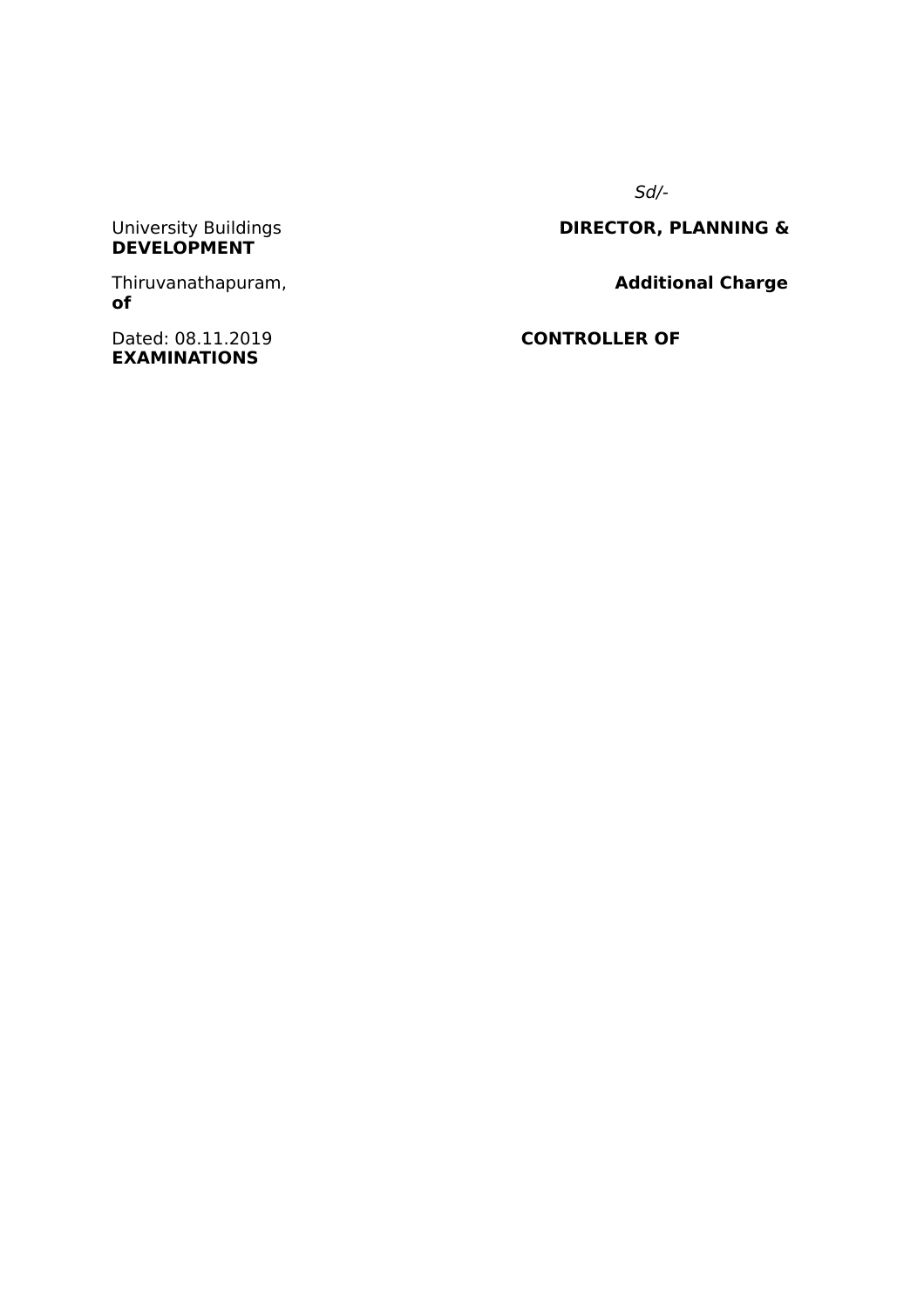*Sd/-*

University Buildings **DIRECTOR, PLANNING & DEVELOPMENT**

Thiruvanathapuram, **Additional Charge of**

Dated: 08.11.2019 **CONTROLLER OF EXAMINATIONS**